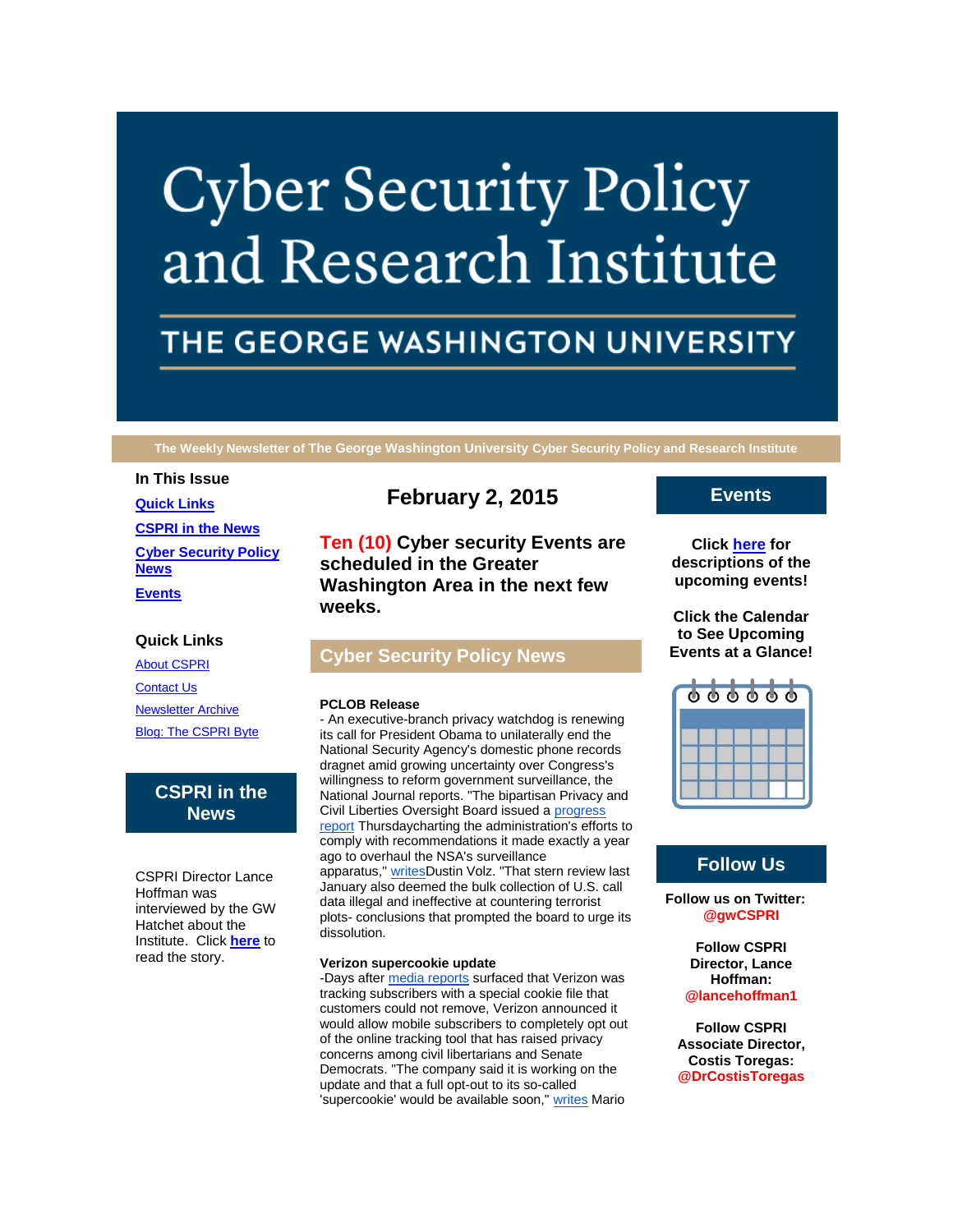# Cyber Security Policy and Research Institute

## THE GEORGE WASHINGTON UNIVERSITY

**The Weekly Newsletter of The George Washington University Cyber Security Policy and Research Institute**

### In This Issue

**Quick Links**

**CSPRI in the News**

**Cyber Security Policy News**

**Events**

### Quick Links

About CSPRI

Contact Us

Newsletter Archive

Blog: The CSPRI Byte

## CSPRI in the News

CSPRI Director Lance Hoffman was interviewed by the GW Hatchet about the Institute. Click **here** to read the story.

## February 2, 2015

### Ten (10) Cyber security Events are scheduled in the Greater Washington Area in the next few weeks.

## Cyber Security Policy News

**PCLOB Release**

- An executive-branch privacy watchdog is renewing its call for President Obama to unilaterally end the National Security Agency's domestic phone records dragnet amid growing uncertainty over Congress's willingness to reform government surveillance, the National Journal reports. "The bipartisan Privacy and Civil Liberties Oversight Board issued a progress report Thursdaycharting the administration's efforts to comply with recommendations it made exactly a year ago to overhaul the NSA's surveillance apparatus," writesDustin Volz. "That stern review last January also deemed the bulk collection of U.S. call data illegal and ineffective at countering terrorist plots- conclusions that prompted the board to urge its dissolution.

**Verizon supercookie update**

-Days after media reports surfaced that Verizon was tracking subscribers with a special cookie file that customers could not remove, Verizon announced it would allow mobile subscribers to completely opt out of the online tracking tool that has raised privacy concerns among civil libertarians and Senate Democrats. "The company said it is working on the update and that a full opt-out to its so-called 'supercookie' would be available soon," writes Mario

## Events

**Click here for descriptions of the upcoming events!**

**Click the Calendar to See Upcoming Events at a Glance!**

## Follow Us

**Follow us on Twitter: @gwCSPRI**

**Follow CSPRI Director, Lance Hoffman: @lancehoffman1**

**Follow CSPRI Associate Director, Costis Toregas: @DrCostisToregas**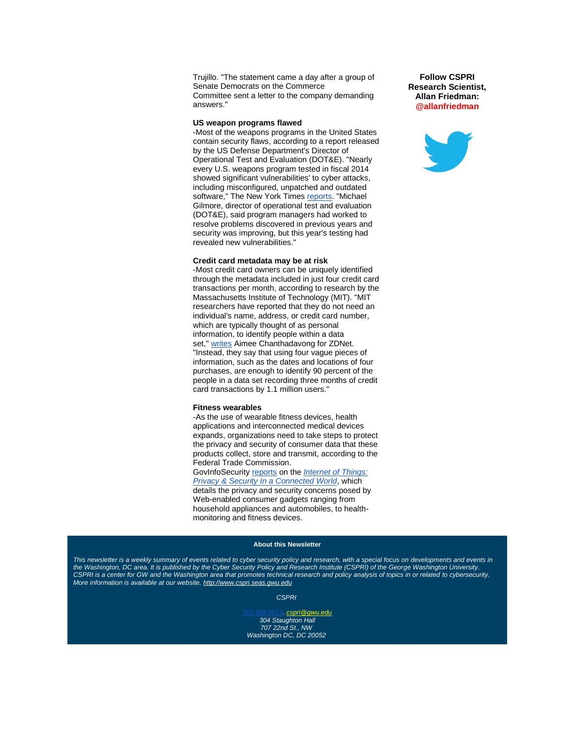Trujillo. "The statement came a day after a group of Senate Democrats on the Commerce Committee sent a letter to the company demanding answers."

**US weapon programs flawed**

-Most of the weapons programs in the United States contain security flaws, according to a report released by the US Defense Department's Director of Operational Test and Evaluation (DOT&E). "Nearly every U.S. weapons program tested in fiscal 2014 showed significant vulnerabilities' to cyber attacks, including misconfigured, unpatched and outdated software," The New York Times reports. "Michael Gilmore, director of operational test and evaluation (DOT&E), said program managers had worked to resolve problems discovered in previous years and security was improving, but this year's testing had revealed new vulnerabilities."

**Credit card metadata may be at risk**

-Most credit card owners can be uniquely identified through the metadata included in just four credit card transactions per month, according to research by the Massachusetts Institute of Technology (MIT). "MIT researchers have reported that they do not need an individual's name, address, or credit card number, which are typically thought of as personal information, to identify people within a data set," writes Aimee Chanthadavong for ZDNet. "Instead, they say that using four vague pieces of information, such as the dates and locations of four purchases, are enough to identify 90 percent of the people in a data set recording three months of credit card transactions by 1.1 million users."

**Fitness wearables**

-As the use of wearable fitness devices, health applications and interconnected medical devices expands, organizations need to take steps to protect the privacy and security of consumer data that these products collect, store and transmit, according to the Federal Trade Commission.
GovInfoSecurity reports on the *Internet of Things: Privacy & Security In a Connected World*, which details the privacy and security concerns posed by Web-enabled consumer gadgets ranging from household appliances and automobiles, to health-monitoring and fitness devices.

**Follow CSPRI Research Scientist, Allan Friedman: @allanfriedman**

**About this Newsletter**

*This newsletter is a weekly summary of events related to cyber security policy and research, with a special focus on developments and events in the Washington, DC area. It is published by the Cyber Security Policy and Research Institute (CSPRI) of the George Washington University. CSPRI is a center for GW and the Washington area that promotes technical research and policy analysis of topics in or related to cybersecurity. More information is available at our website, http://www.cspri.seas.gwu.edu*

*CSPRI*

*202 994 5613, cspri@gwu.edu*
*304 Staughton Hall*
*707 22nd St., NW*
*Washington DC, DC 20052*